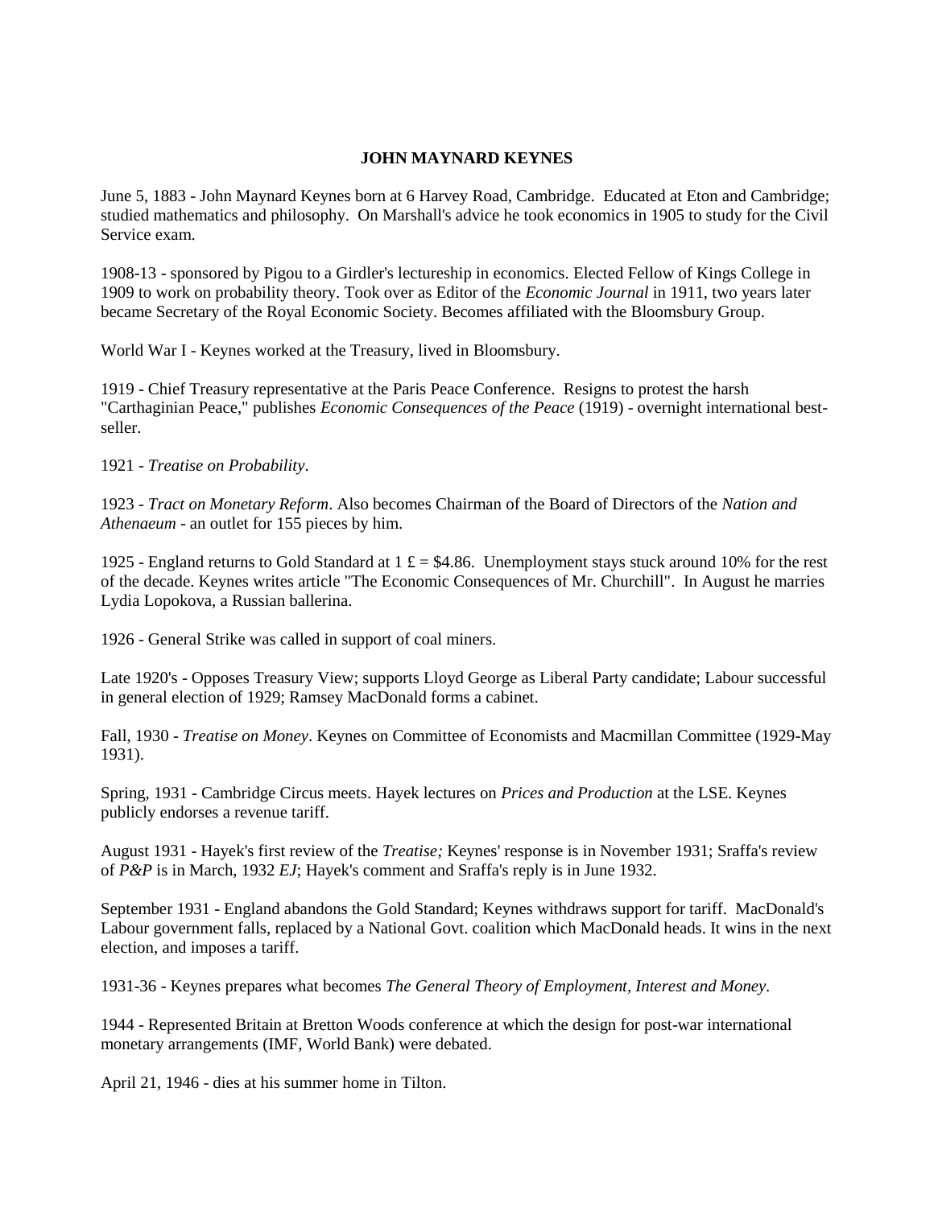# JOHN MAYNARD KEYNES

June 5, 1883 - John Maynard Keynes born at 6 Harvey Road, Cambridge. Educated at Eton and Cambridge; studied mathematics and philosophy. On Marshall's advice he took economics in 1905 to study for the Civil Service exam.

1908-13 - sponsored by Pigou to a Girdler's lectureship in economics. Elected Fellow of Kings College in 1909 to work on probability theory. Took over as Editor of the *Economic Journal* in 1911, two years later became Secretary of the Royal Economic Society. Becomes affiliated with the Bloomsbury Group.

World War I - Keynes worked at the Treasury, lived in Bloomsbury.

1919 - Chief Treasury representative at the Paris Peace Conference. Resigns to protest the harsh "Carthaginian Peace," publishes *Economic Consequences of the Peace* (1919) - overnight international best-seller.

1921 - *Treatise on Probability*.

1923 - *Tract on Monetary Reform*. Also becomes Chairman of the Board of Directors of the *Nation and Athenaeum* - an outlet for 155 pieces by him.

1925 - England returns to Gold Standard at 1 £ = $4.86. Unemployment stays stuck around 10% for the rest of the decade. Keynes writes article "The Economic Consequences of Mr. Churchill". In August he marries Lydia Lopokova, a Russian ballerina.

1926 - General Strike was called in support of coal miners.

Late 1920's - Opposes Treasury View; supports Lloyd George as Liberal Party candidate; Labour successful in general election of 1929; Ramsey MacDonald forms a cabinet.

Fall, 1930 - *Treatise on Money*. Keynes on Committee of Economists and Macmillan Committee (1929-May 1931).

Spring, 1931 - Cambridge Circus meets. Hayek lectures on *Prices and Production* at the LSE. Keynes publicly endorses a revenue tariff.

August 1931 - Hayek's first review of the *Treatise;* Keynes' response is in November 1931; Sraffa's review of *P&P* is in March, 1932 *EJ*; Hayek's comment and Sraffa's reply is in June 1932.

September 1931 - England abandons the Gold Standard; Keynes withdraws support for tariff. MacDonald's Labour government falls, replaced by a National Govt. coalition which MacDonald heads. It wins in the next election, and imposes a tariff.

1931-36 - Keynes prepares what becomes *The General Theory of Employment, Interest and Money*.

1944 - Represented Britain at Bretton Woods conference at which the design for post-war international monetary arrangements (IMF, World Bank) were debated.

April 21, 1946 - dies at his summer home in Tilton.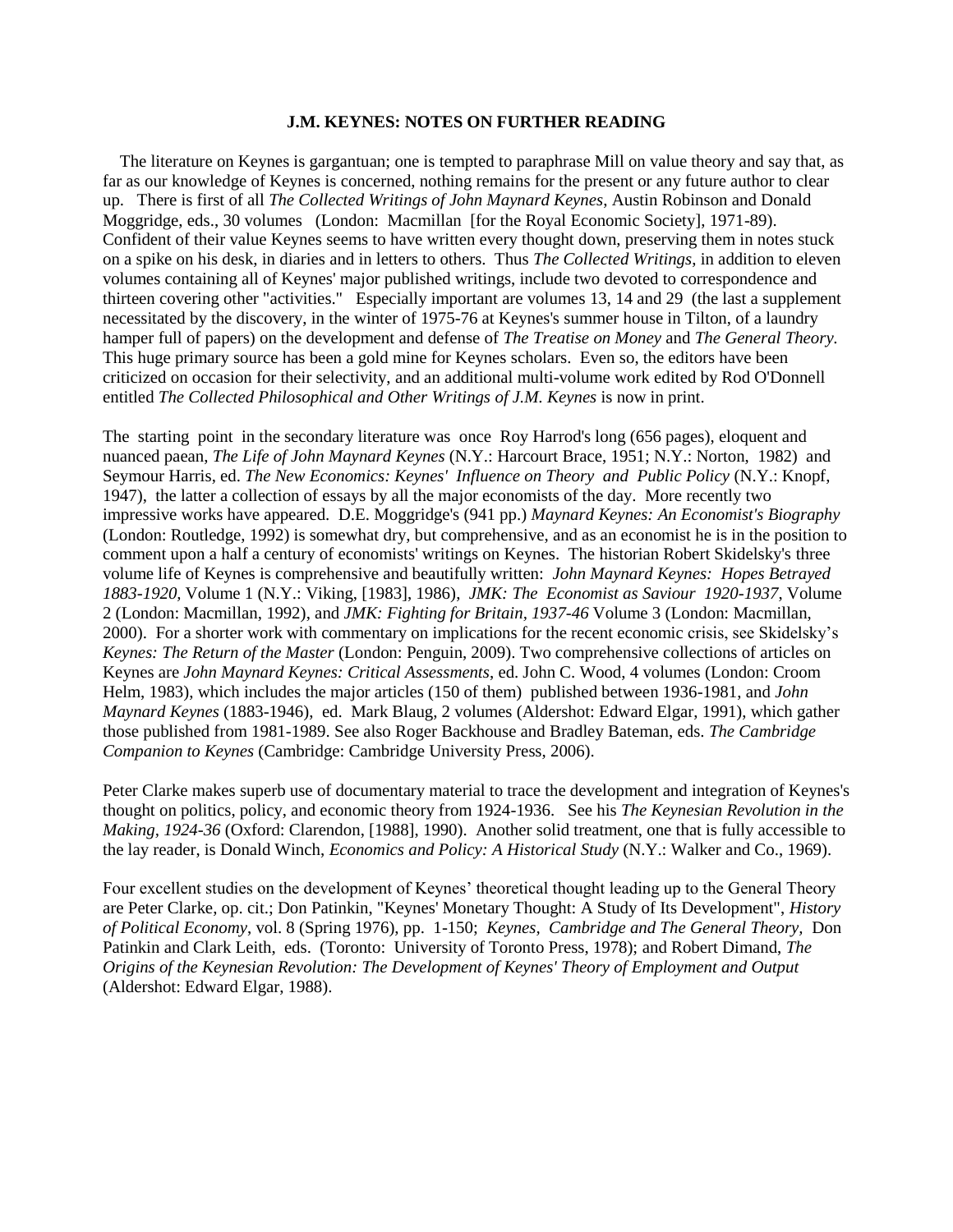**J.M. KEYNES: NOTES ON FURTHER READING**

The literature on Keynes is gargantuan; one is tempted to paraphrase Mill on value theory and say that, as far as our knowledge of Keynes is concerned, nothing remains for the present or any future author to clear up. There is first of all *The Collected Writings of John Maynard Keynes*, Austin Robinson and Donald Moggridge, eds., 30 volumes (London: Macmillan [for the Royal Economic Society], 1971-89). Confident of their value Keynes seems to have written every thought down, preserving them in notes stuck on a spike on his desk, in diaries and in letters to others. Thus *The Collected Writings*, in addition to eleven volumes containing all of Keynes' major published writings, include two devoted to correspondence and thirteen covering other "activities." Especially important are volumes 13, 14 and 29 (the last a supplement necessitated by the discovery, in the winter of 1975-76 at Keynes's summer house in Tilton, of a laundry hamper full of papers) on the development and defense of *The Treatise on Money* and *The General Theory.* This huge primary source has been a gold mine for Keynes scholars. Even so, the editors have been criticized on occasion for their selectivity, and an additional multi-volume work edited by Rod O'Donnell entitled *The Collected Philosophical and Other Writings of J.M. Keynes* is now in print.

The starting point in the secondary literature was once Roy Harrod's long (656 pages), eloquent and nuanced paean, *The Life of John Maynard Keynes* (N.Y.: Harcourt Brace, 1951; N.Y.: Norton, 1982) and Seymour Harris, ed. *The New Economics: Keynes' Influence on Theory and Public Policy* (N.Y.: Knopf, 1947), the latter a collection of essays by all the major economists of the day. More recently two impressive works have appeared. D.E. Moggridge's (941 pp.) *Maynard Keynes: An Economist's Biography* (London: Routledge, 1992) is somewhat dry, but comprehensive, and as an economist he is in the position to comment upon a half a century of economists' writings on Keynes. The historian Robert Skidelsky's three volume life of Keynes is comprehensive and beautifully written: *John Maynard Keynes: Hopes Betrayed 1883-1920,* Volume 1 (N.Y.: Viking, [1983], 1986), *JMK: The Economist as Saviour 1920-1937*, Volume 2 (London: Macmillan, 1992), and *JMK: Fighting for Britain, 1937-46* Volume 3 (London: Macmillan, 2000). For a shorter work with commentary on implications for the recent economic crisis, see Skidelsky's *Keynes: The Return of the Master* (London: Penguin, 2009). Two comprehensive collections of articles on Keynes are *John Maynard Keynes: Critical Assessments*, ed. John C. Wood, 4 volumes (London: Croom Helm, 1983), which includes the major articles (150 of them) published between 1936-1981, and *John Maynard Keynes* (1883-1946), ed. Mark Blaug, 2 volumes (Aldershot: Edward Elgar, 1991), which gather those published from 1981-1989. See also Roger Backhouse and Bradley Bateman, eds. *The Cambridge Companion to Keynes* (Cambridge: Cambridge University Press, 2006).

Peter Clarke makes superb use of documentary material to trace the development and integration of Keynes's thought on politics, policy, and economic theory from 1924-1936. See his *The Keynesian Revolution in the Making, 1924-36* (Oxford: Clarendon, [1988], 1990). Another solid treatment, one that is fully accessible to the lay reader, is Donald Winch, *Economics and Policy: A Historical Study* (N.Y.: Walker and Co., 1969).

Four excellent studies on the development of Keynes' theoretical thought leading up to the General Theory are Peter Clarke, op. cit.; Don Patinkin, "Keynes' Monetary Thought: A Study of Its Development", *History of Political Economy*, vol. 8 (Spring 1976), pp. 1-150; *Keynes, Cambridge and The General Theory,* Don Patinkin and Clark Leith, eds. (Toronto: University of Toronto Press, 1978); and Robert Dimand, *The Origins of the Keynesian Revolution: The Development of Keynes' Theory of Employment and Output* (Aldershot: Edward Elgar, 1988).